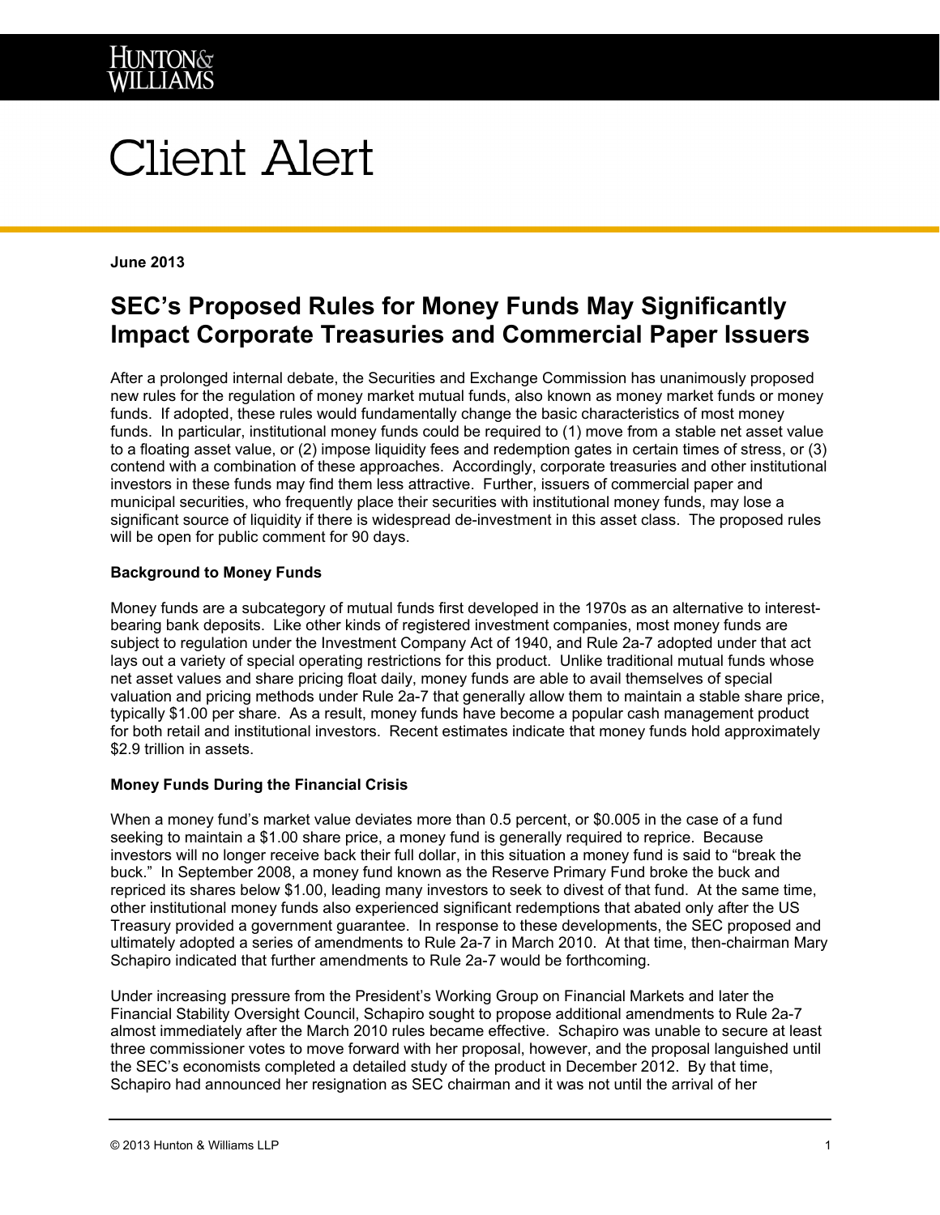# Client Alert

**June 2013**

## SEC's Proposed Rules for Money Funds May Significantly Impact Corporate Treasuries and Commercial Paper Issuers

After a prolonged internal debate, the Securities and Exchange Commission has unanimously proposed new rules for the regulation of money market mutual funds, also known as money market funds or money funds. If adopted, these rules would fundamentally change the basic characteristics of most money funds. In particular, institutional money funds could be required to (1) move from a stable net asset value to a floating asset value, or (2) impose liquidity fees and redemption gates in certain times of stress, or (3) contend with a combination of these approaches. Accordingly, corporate treasuries and other institutional investors in these funds may find them less attractive. Further, issuers of commercial paper and municipal securities, who frequently place their securities with institutional money funds, may lose a significant source of liquidity if there is widespread de-investment in this asset class. The proposed rules will be open for public comment for 90 days.

**Background to Money Funds**

Money funds are a subcategory of mutual funds first developed in the 1970s as an alternative to interest-bearing bank deposits. Like other kinds of registered investment companies, most money funds are subject to regulation under the Investment Company Act of 1940, and Rule 2a-7 adopted under that act lays out a variety of special operating restrictions for this product. Unlike traditional mutual funds whose net asset values and share pricing float daily, money funds are able to avail themselves of special valuation and pricing methods under Rule 2a-7 that generally allow them to maintain a stable share price, typically $1.00 per share. As a result, money funds have become a popular cash management product for both retail and institutional investors. Recent estimates indicate that money funds hold approximately $2.9 trillion in assets.

**Money Funds During the Financial Crisis**

When a money fund's market value deviates more than 0.5 percent, or $0.005 in the case of a fund seeking to maintain a $1.00 share price, a money fund is generally required to reprice. Because investors will no longer receive back their full dollar, in this situation a money fund is said to "break the buck." In September 2008, a money fund known as the Reserve Primary Fund broke the buck and repriced its shares below $1.00, leading many investors to seek to divest of that fund. At the same time, other institutional money funds also experienced significant redemptions that abated only after the US Treasury provided a government guarantee. In response to these developments, the SEC proposed and ultimately adopted a series of amendments to Rule 2a-7 in March 2010. At that time, then-chairman Mary Schapiro indicated that further amendments to Rule 2a-7 would be forthcoming.

Under increasing pressure from the President's Working Group on Financial Markets and later the Financial Stability Oversight Council, Schapiro sought to propose additional amendments to Rule 2a-7 almost immediately after the March 2010 rules became effective. Schapiro was unable to secure at least three commissioner votes to move forward with her proposal, however, and the proposal languished until the SEC's economists completed a detailed study of the product in December 2012. By that time, Schapiro had announced her resignation as SEC chairman and it was not until the arrival of her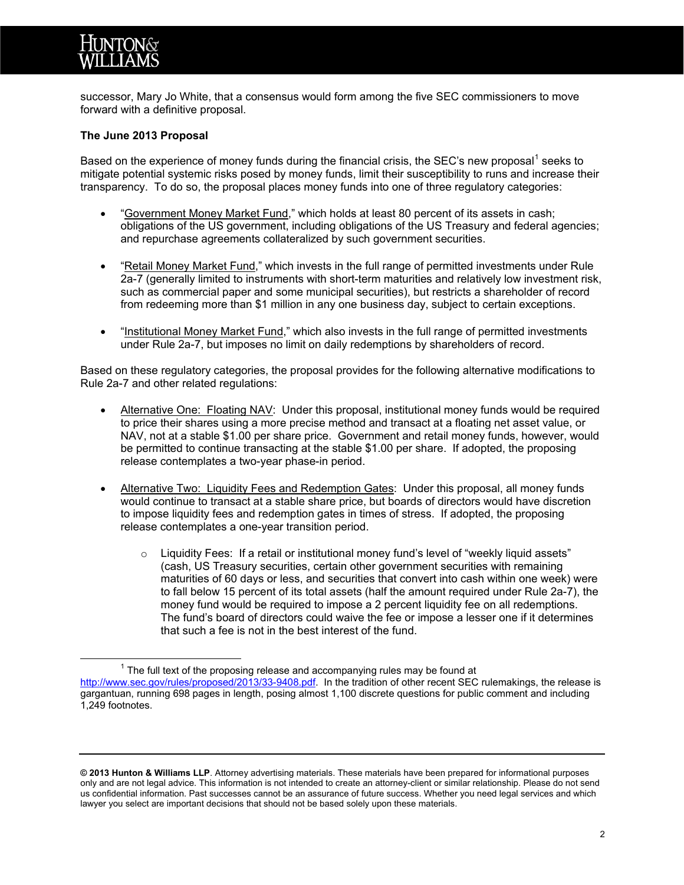successor, Mary Jo White, that a consensus would form among the five SEC commissioners to move forward with a definitive proposal.

**The June 2013 Proposal**

Based on the experience of money funds during the financial crisis, the SEC's new proposal[1] seeks to mitigate potential systemic risks posed by money funds, limit their susceptibility to runs and increase their transparency. To do so, the proposal places money funds into one of three regulatory categories:

- "Government Money Market Fund," which holds at least 80 percent of its assets in cash; obligations of the US government, including obligations of the US Treasury and federal agencies; and repurchase agreements collateralized by such government securities.

- "Retail Money Market Fund," which invests in the full range of permitted investments under Rule 2a-7 (generally limited to instruments with short-term maturities and relatively low investment risk, such as commercial paper and some municipal securities), but restricts a shareholder of record from redeeming more than $1 million in any one business day, subject to certain exceptions.

- "Institutional Money Market Fund," which also invests in the full range of permitted investments under Rule 2a-7, but imposes no limit on daily redemptions by shareholders of record.

Based on these regulatory categories, the proposal provides for the following alternative modifications to Rule 2a-7 and other related regulations:

- Alternative One: Floating NAV: Under this proposal, institutional money funds would be required to price their shares using a more precise method and transact at a floating net asset value, or NAV, not at a stable $1.00 per share price. Government and retail money funds, however, would be permitted to continue transacting at the stable $1.00 per share. If adopted, the proposing release contemplates a two-year phase-in period.

- Alternative Two: Liquidity Fees and Redemption Gates: Under this proposal, all money funds would continue to transact at a stable share price, but boards of directors would have discretion to impose liquidity fees and redemption gates in times of stress. If adopted, the proposing release contemplates a one-year transition period.
  - Liquidity Fees: If a retail or institutional money fund's level of "weekly liquid assets" (cash, US Treasury securities, certain other government securities with remaining maturities of 60 days or less, and securities that convert into cash within one week) were to fall below 15 percent of its total assets (half the amount required under Rule 2a-7), the money fund would be required to impose a 2 percent liquidity fee on all redemptions. The fund's board of directors could waive the fee or impose a lesser one if it determines that such a fee is not in the best interest of the fund.

[1] The full text of the proposing release and accompanying rules may be found at http://www.sec.gov/rules/proposed/2013/33-9408.pdf. In the tradition of other recent SEC rulemakings, the release is gargantuan, running 698 pages in length, posing almost 1,100 discrete questions for public comment and including 1,249 footnotes.

**© 2013 Hunton & Williams LLP**. Attorney advertising materials. These materials have been prepared for informational purposes only and are not legal advice. This information is not intended to create an attorney-client or similar relationship. Please do not send us confidential information. Past successes cannot be an assurance of future success. Whether you need legal services and which lawyer you select are important decisions that should not be based solely upon these materials.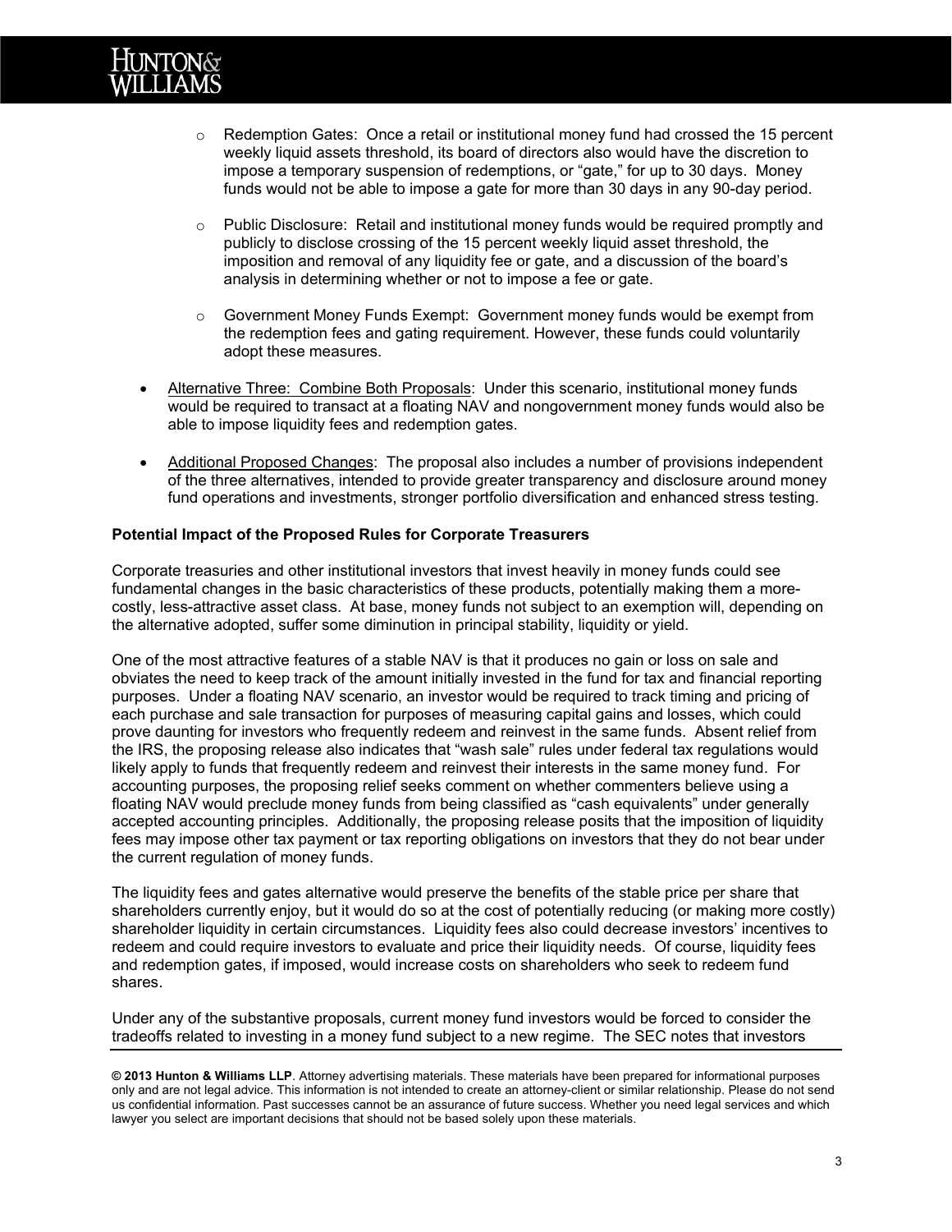- Redemption Gates: Once a retail or institutional money fund had crossed the 15 percent weekly liquid assets threshold, its board of directors also would have the discretion to impose a temporary suspension of redemptions, or "gate," for up to 30 days. Money funds would not be able to impose a gate for more than 30 days in any 90-day period.

- Public Disclosure: Retail and institutional money funds would be required promptly and publicly to disclose crossing of the 15 percent weekly liquid asset threshold, the imposition and removal of any liquidity fee or gate, and a discussion of the board's analysis in determining whether or not to impose a fee or gate.

- Government Money Funds Exempt: Government money funds would be exempt from the redemption fees and gating requirement. However, these funds could voluntarily adopt these measures.

- Alternative Three: Combine Both Proposals: Under this scenario, institutional money funds would be required to transact at a floating NAV and nongovernment money funds would also be able to impose liquidity fees and redemption gates.

- Additional Proposed Changes: The proposal also includes a number of provisions independent of the three alternatives, intended to provide greater transparency and disclosure around money fund operations and investments, stronger portfolio diversification and enhanced stress testing.

**Potential Impact of the Proposed Rules for Corporate Treasurers**

Corporate treasuries and other institutional investors that invest heavily in money funds could see fundamental changes in the basic characteristics of these products, potentially making them a more-costly, less-attractive asset class. At base, money funds not subject to an exemption will, depending on the alternative adopted, suffer some diminution in principal stability, liquidity or yield.

One of the most attractive features of a stable NAV is that it produces no gain or loss on sale and obviates the need to keep track of the amount initially invested in the fund for tax and financial reporting purposes. Under a floating NAV scenario, an investor would be required to track timing and pricing of each purchase and sale transaction for purposes of measuring capital gains and losses, which could prove daunting for investors who frequently redeem and reinvest in the same funds. Absent relief from the IRS, the proposing release also indicates that "wash sale" rules under federal tax regulations would likely apply to funds that frequently redeem and reinvest their interests in the same money fund. For accounting purposes, the proposing relief seeks comment on whether commenters believe using a floating NAV would preclude money funds from being classified as "cash equivalents" under generally accepted accounting principles. Additionally, the proposing release posits that the imposition of liquidity fees may impose other tax payment or tax reporting obligations on investors that they do not bear under the current regulation of money funds.

The liquidity fees and gates alternative would preserve the benefits of the stable price per share that shareholders currently enjoy, but it would do so at the cost of potentially reducing (or making more costly) shareholder liquidity in certain circumstances. Liquidity fees also could decrease investors' incentives to redeem and could require investors to evaluate and price their liquidity needs. Of course, liquidity fees and redemption gates, if imposed, would increase costs on shareholders who seek to redeem fund shares.

Under any of the substantive proposals, current money fund investors would be forced to consider the tradeoffs related to investing in a money fund subject to a new regime. The SEC notes that investors

**© 2013 Hunton & Williams LLP**. Attorney advertising materials. These materials have been prepared for informational purposes only and are not legal advice. This information is not intended to create an attorney-client or similar relationship. Please do not send us confidential information. Past successes cannot be an assurance of future success. Whether you need legal services and which lawyer you select are important decisions that should not be based solely upon these materials.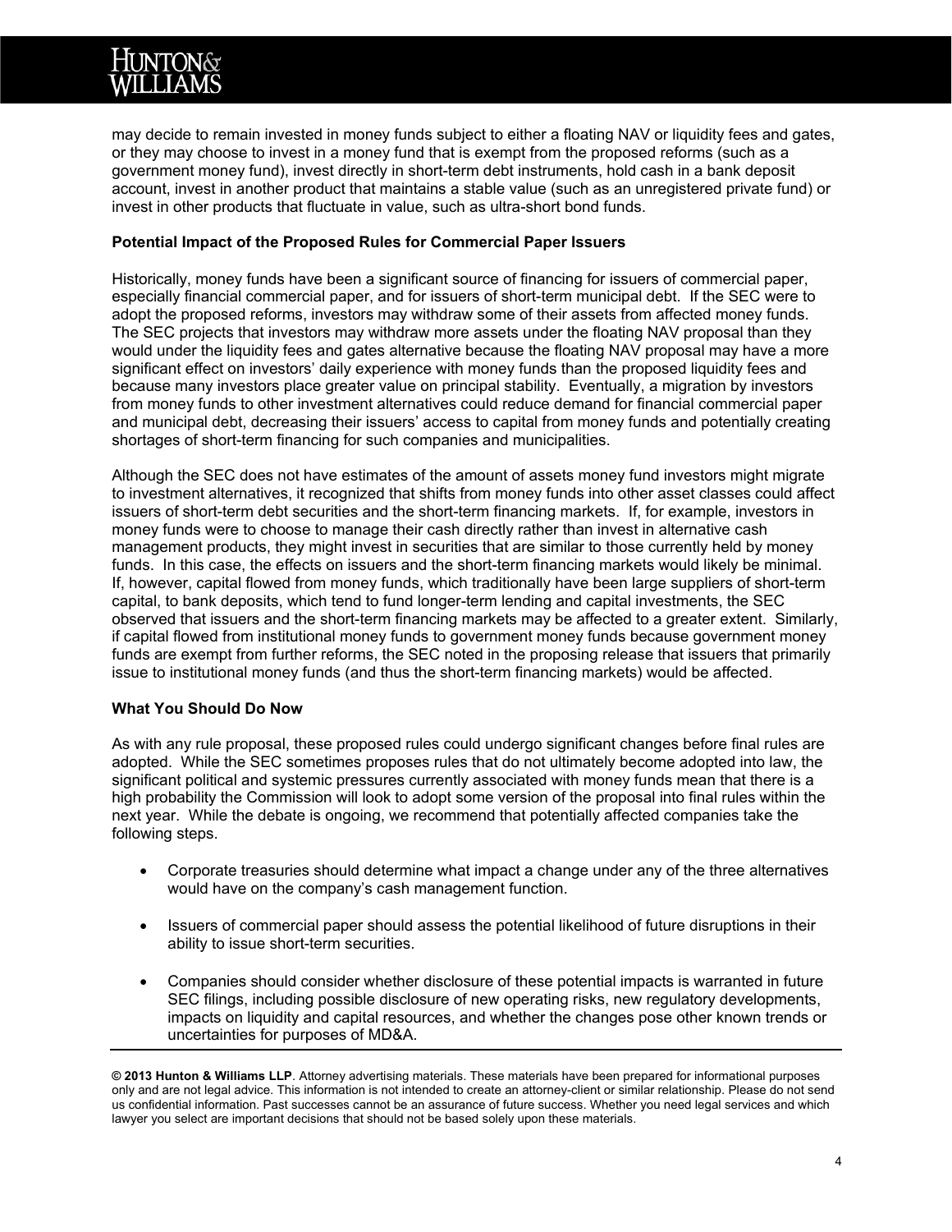may decide to remain invested in money funds subject to either a floating NAV or liquidity fees and gates, or they may choose to invest in a money fund that is exempt from the proposed reforms (such as a government money fund), invest directly in short-term debt instruments, hold cash in a bank deposit account, invest in another product that maintains a stable value (such as an unregistered private fund) or invest in other products that fluctuate in value, such as ultra-short bond funds.

**Potential Impact of the Proposed Rules for Commercial Paper Issuers**

Historically, money funds have been a significant source of financing for issuers of commercial paper, especially financial commercial paper, and for issuers of short-term municipal debt. If the SEC were to adopt the proposed reforms, investors may withdraw some of their assets from affected money funds. The SEC projects that investors may withdraw more assets under the floating NAV proposal than they would under the liquidity fees and gates alternative because the floating NAV proposal may have a more significant effect on investors' daily experience with money funds than the proposed liquidity fees and because many investors place greater value on principal stability. Eventually, a migration by investors from money funds to other investment alternatives could reduce demand for financial commercial paper and municipal debt, decreasing their issuers' access to capital from money funds and potentially creating shortages of short-term financing for such companies and municipalities.

Although the SEC does not have estimates of the amount of assets money fund investors might migrate to investment alternatives, it recognized that shifts from money funds into other asset classes could affect issuers of short-term debt securities and the short-term financing markets. If, for example, investors in money funds were to choose to manage their cash directly rather than invest in alternative cash management products, they might invest in securities that are similar to those currently held by money funds. In this case, the effects on issuers and the short-term financing markets would likely be minimal. If, however, capital flowed from money funds, which traditionally have been large suppliers of short-term capital, to bank deposits, which tend to fund longer-term lending and capital investments, the SEC observed that issuers and the short-term financing markets may be affected to a greater extent. Similarly, if capital flowed from institutional money funds to government money funds because government money funds are exempt from further reforms, the SEC noted in the proposing release that issuers that primarily issue to institutional money funds (and thus the short-term financing markets) would be affected.

**What You Should Do Now**

As with any rule proposal, these proposed rules could undergo significant changes before final rules are adopted. While the SEC sometimes proposes rules that do not ultimately become adopted into law, the significant political and systemic pressures currently associated with money funds mean that there is a high probability the Commission will look to adopt some version of the proposal into final rules within the next year. While the debate is ongoing, we recommend that potentially affected companies take the following steps.

- Corporate treasuries should determine what impact a change under any of the three alternatives would have on the company's cash management function.
- Issuers of commercial paper should assess the potential likelihood of future disruptions in their ability to issue short-term securities.
- Companies should consider whether disclosure of these potential impacts is warranted in future SEC filings, including possible disclosure of new operating risks, new regulatory developments, impacts on liquidity and capital resources, and whether the changes pose other known trends or uncertainties for purposes of MD&A.

**© 2013 Hunton & Williams LLP**. Attorney advertising materials. These materials have been prepared for informational purposes only and are not legal advice. This information is not intended to create an attorney-client or similar relationship. Please do not send us confidential information. Past successes cannot be an assurance of future success. Whether you need legal services and which lawyer you select are important decisions that should not be based solely upon these materials.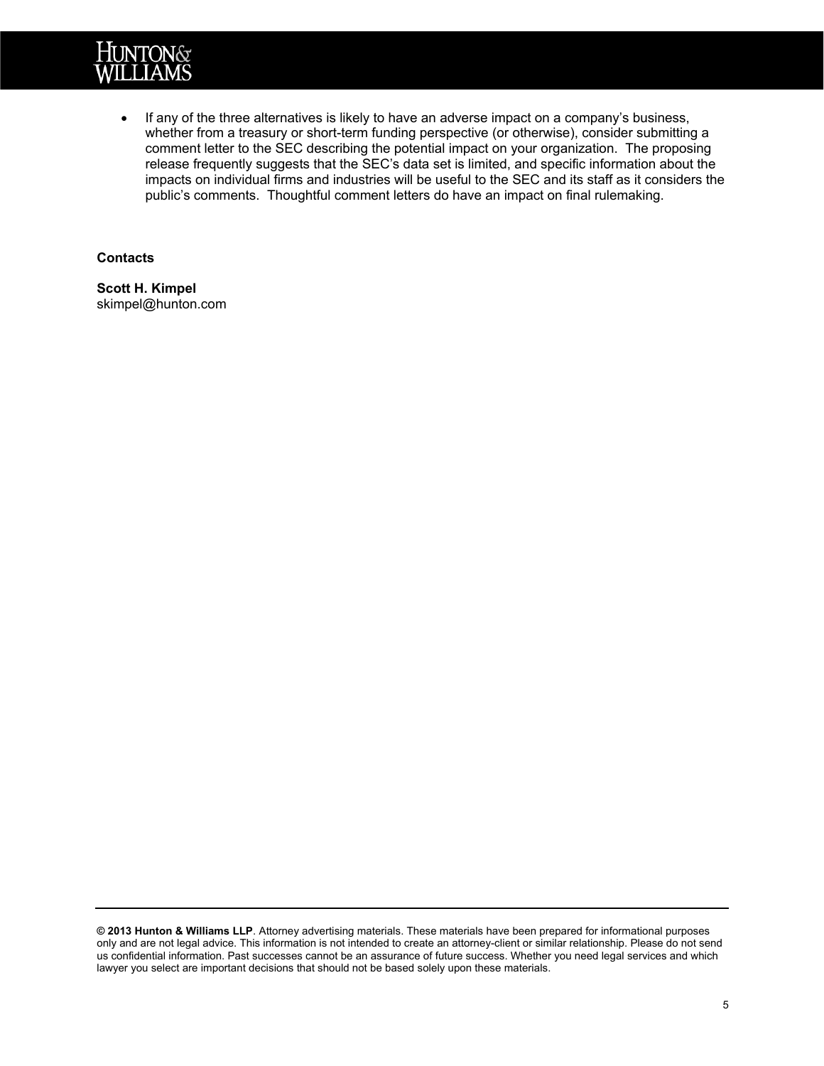- If any of the three alternatives is likely to have an adverse impact on a company's business, whether from a treasury or short-term funding perspective (or otherwise), consider submitting a comment letter to the SEC describing the potential impact on your organization. The proposing release frequently suggests that the SEC's data set is limited, and specific information about the impacts on individual firms and industries will be useful to the SEC and its staff as it considers the public's comments. Thoughtful comment letters do have an impact on final rulemaking.

**Contacts**

**Scott H. Kimpel**
skimpel@hunton.com

**© 2013 Hunton & Williams LLP**. Attorney advertising materials. These materials have been prepared for informational purposes only and are not legal advice. This information is not intended to create an attorney-client or similar relationship. Please do not send us confidential information. Past successes cannot be an assurance of future success. Whether you need legal services and which lawyer you select are important decisions that should not be based solely upon these materials.